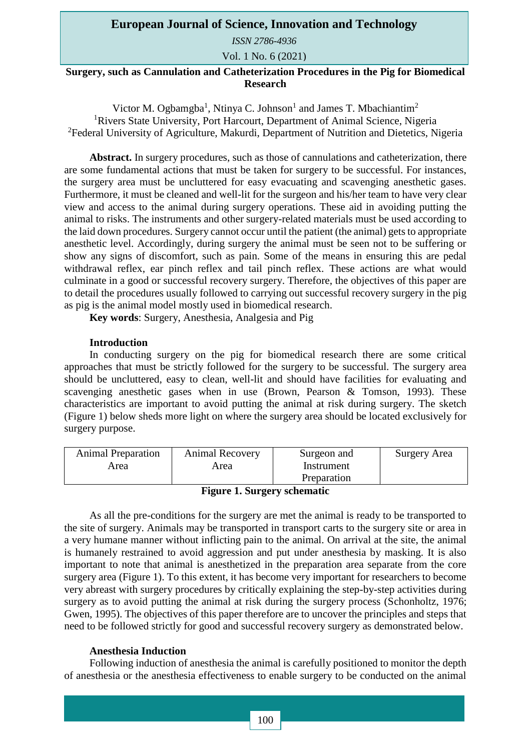# Surgery, such as Cannulation and Catheterization Procedures in the Pig for Biomedical Research

Victor M. Ogbamgba[1], Ntinya C. Johnson[1] and James T. Mbachiantim[2]

[1]Rivers State University, Port Harcourt, Department of Animal Science, Nigeria

[2]Federal University of Agriculture, Makurdi, Department of Nutrition and Dietetics, Nigeria

**Abstract.** In surgery procedures, such as those of cannulations and catheterization, there are some fundamental actions that must be taken for surgery to be successful. For instances, the surgery area must be uncluttered for easy evacuating and scavenging anesthetic gases. Furthermore, it must be cleaned and well-lit for the surgeon and his/her team to have very clear view and access to the animal during surgery operations. These aid in avoiding putting the animal to risks. The instruments and other surgery-related materials must be used according to the laid down procedures. Surgery cannot occur until the patient (the animal) gets to appropriate anesthetic level. Accordingly, during surgery the animal must be seen not to be suffering or show any signs of discomfort, such as pain. Some of the means in ensuring this are pedal withdrawal reflex, ear pinch reflex and tail pinch reflex. These actions are what would culminate in a good or successful recovery surgery. Therefore, the objectives of this paper are to detail the procedures usually followed to carrying out successful recovery surgery in the pig as pig is the animal model mostly used in biomedical research.

**Key words**: Surgery, Anesthesia, Analgesia and Pig

## Introduction

In conducting surgery on the pig for biomedical research there are some critical approaches that must be strictly followed for the surgery to be successful. The surgery area should be uncluttered, easy to clean, well-lit and should have facilities for evaluating and scavenging anesthetic gases when in use (Brown, Pearson & Tomson, 1993). These characteristics are important to avoid putting the animal at risk during surgery. The sketch (Figure 1) below sheds more light on where the surgery area should be located exclusively for surgery purpose.

| Animal Preparation Area | Animal Recovery Area | Surgeon and Instrument Preparation | Surgery Area |
|---|---|---|---|

**Figure 1. Surgery schematic**

As all the pre-conditions for the surgery are met the animal is ready to be transported to the site of surgery. Animals may be transported in transport carts to the surgery site or area in a very humane manner without inflicting pain to the animal. On arrival at the site, the animal is humanely restrained to avoid aggression and put under anesthesia by masking. It is also important to note that animal is anesthetized in the preparation area separate from the core surgery area (Figure 1). To this extent, it has become very important for researchers to become very abreast with surgery procedures by critically explaining the step-by-step activities during surgery as to avoid putting the animal at risk during the surgery process (Schonholtz, 1976; Gwen, 1995). The objectives of this paper therefore are to uncover the principles and steps that need to be followed strictly for good and successful recovery surgery as demonstrated below.

## Anesthesia Induction

Following induction of anesthesia the animal is carefully positioned to monitor the depth of anesthesia or the anesthesia effectiveness to enable surgery to be conducted on the animal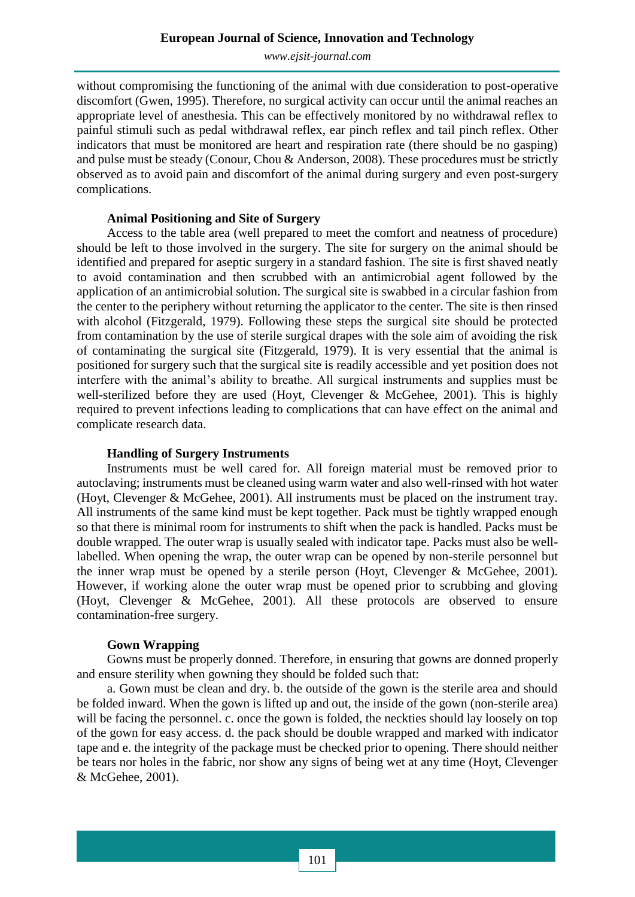without compromising the functioning of the animal with due consideration to post-operative discomfort (Gwen, 1995). Therefore, no surgical activity can occur until the animal reaches an appropriate level of anesthesia. This can be effectively monitored by no withdrawal reflex to painful stimuli such as pedal withdrawal reflex, ear pinch reflex and tail pinch reflex. Other indicators that must be monitored are heart and respiration rate (there should be no gasping) and pulse must be steady (Conour, Chou & Anderson, 2008). These procedures must be strictly observed as to avoid pain and discomfort of the animal during surgery and even post-surgery complications.

### Animal Positioning and Site of Surgery

Access to the table area (well prepared to meet the comfort and neatness of procedure) should be left to those involved in the surgery. The site for surgery on the animal should be identified and prepared for aseptic surgery in a standard fashion. The site is first shaved neatly to avoid contamination and then scrubbed with an antimicrobial agent followed by the application of an antimicrobial solution. The surgical site is swabbed in a circular fashion from the center to the periphery without returning the applicator to the center. The site is then rinsed with alcohol (Fitzgerald, 1979). Following these steps the surgical site should be protected from contamination by the use of sterile surgical drapes with the sole aim of avoiding the risk of contaminating the surgical site (Fitzgerald, 1979). It is very essential that the animal is positioned for surgery such that the surgical site is readily accessible and yet position does not interfere with the animal's ability to breathe. All surgical instruments and supplies must be well-sterilized before they are used (Hoyt, Clevenger & McGehee, 2001). This is highly required to prevent infections leading to complications that can have effect on the animal and complicate research data.

### Handling of Surgery Instruments

Instruments must be well cared for. All foreign material must be removed prior to autoclaving; instruments must be cleaned using warm water and also well-rinsed with hot water (Hoyt, Clevenger & McGehee, 2001). All instruments must be placed on the instrument tray. All instruments of the same kind must be kept together. Pack must be tightly wrapped enough so that there is minimal room for instruments to shift when the pack is handled. Packs must be double wrapped. The outer wrap is usually sealed with indicator tape. Packs must also be well-labelled. When opening the wrap, the outer wrap can be opened by non-sterile personnel but the inner wrap must be opened by a sterile person (Hoyt, Clevenger & McGehee, 2001). However, if working alone the outer wrap must be opened prior to scrubbing and gloving (Hoyt, Clevenger & McGehee, 2001). All these protocols are observed to ensure contamination-free surgery.

### Gown Wrapping

Gowns must be properly donned. Therefore, in ensuring that gowns are donned properly and ensure sterility when gowning they should be folded such that:

a. Gown must be clean and dry. b. the outside of the gown is the sterile area and should be folded inward. When the gown is lifted up and out, the inside of the gown (non-sterile area) will be facing the personnel. c. once the gown is folded, the neckties should lay loosely on top of the gown for easy access. d. the pack should be double wrapped and marked with indicator tape and e. the integrity of the package must be checked prior to opening. There should neither be tears nor holes in the fabric, nor show any signs of being wet at any time (Hoyt, Clevenger & McGehee, 2001).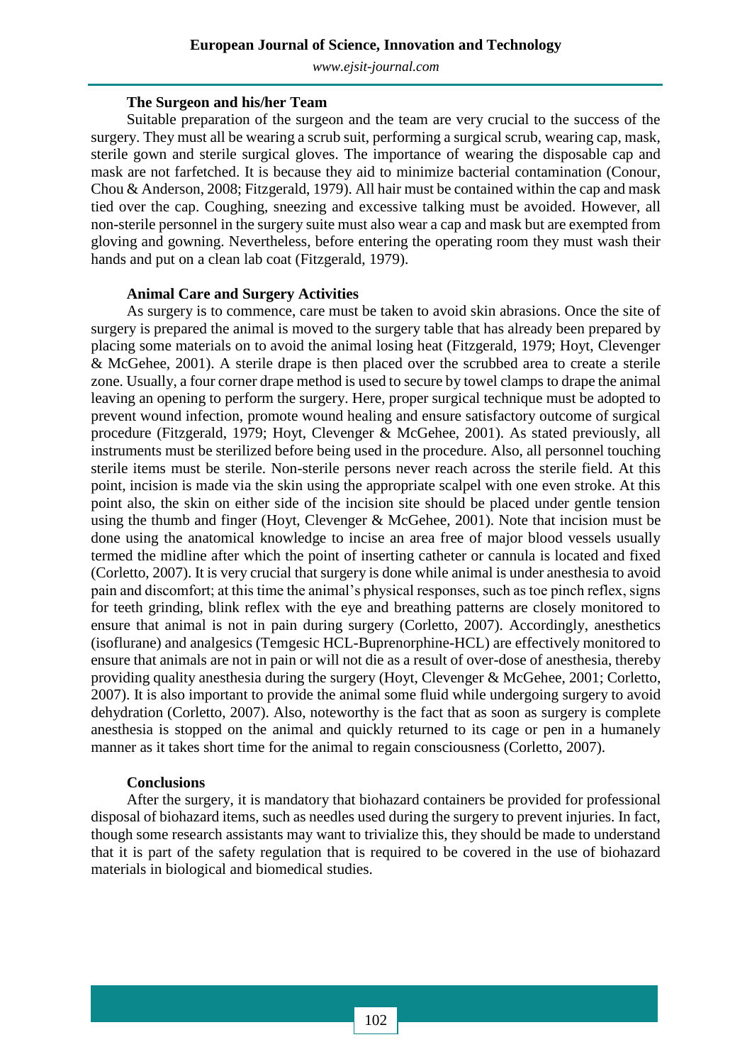### The Surgeon and his/her Team

Suitable preparation of the surgeon and the team are very crucial to the success of the surgery. They must all be wearing a scrub suit, performing a surgical scrub, wearing cap, mask, sterile gown and sterile surgical gloves. The importance of wearing the disposable cap and mask are not farfetched. It is because they aid to minimize bacterial contamination (Conour, Chou & Anderson, 2008; Fitzgerald, 1979). All hair must be contained within the cap and mask tied over the cap. Coughing, sneezing and excessive talking must be avoided. However, all non-sterile personnel in the surgery suite must also wear a cap and mask but are exempted from gloving and gowning. Nevertheless, before entering the operating room they must wash their hands and put on a clean lab coat (Fitzgerald, 1979).

### Animal Care and Surgery Activities

As surgery is to commence, care must be taken to avoid skin abrasions. Once the site of surgery is prepared the animal is moved to the surgery table that has already been prepared by placing some materials on to avoid the animal losing heat (Fitzgerald, 1979; Hoyt, Clevenger & McGehee, 2001). A sterile drape is then placed over the scrubbed area to create a sterile zone. Usually, a four corner drape method is used to secure by towel clamps to drape the animal leaving an opening to perform the surgery. Here, proper surgical technique must be adopted to prevent wound infection, promote wound healing and ensure satisfactory outcome of surgical procedure (Fitzgerald, 1979; Hoyt, Clevenger & McGehee, 2001). As stated previously, all instruments must be sterilized before being used in the procedure. Also, all personnel touching sterile items must be sterile. Non-sterile persons never reach across the sterile field. At this point, incision is made via the skin using the appropriate scalpel with one even stroke. At this point also, the skin on either side of the incision site should be placed under gentle tension using the thumb and finger (Hoyt, Clevenger & McGehee, 2001). Note that incision must be done using the anatomical knowledge to incise an area free of major blood vessels usually termed the midline after which the point of inserting catheter or cannula is located and fixed (Corletto, 2007). It is very crucial that surgery is done while animal is under anesthesia to avoid pain and discomfort; at this time the animal's physical responses, such as toe pinch reflex, signs for teeth grinding, blink reflex with the eye and breathing patterns are closely monitored to ensure that animal is not in pain during surgery (Corletto, 2007). Accordingly, anesthetics (isoflurane) and analgesics (Temgesic HCL-Buprenorphine-HCL) are effectively monitored to ensure that animals are not in pain or will not die as a result of over-dose of anesthesia, thereby providing quality anesthesia during the surgery (Hoyt, Clevenger & McGehee, 2001; Corletto, 2007). It is also important to provide the animal some fluid while undergoing surgery to avoid dehydration (Corletto, 2007). Also, noteworthy is the fact that as soon as surgery is complete anesthesia is stopped on the animal and quickly returned to its cage or pen in a humanely manner as it takes short time for the animal to regain consciousness (Corletto, 2007).

## Conclusions

After the surgery, it is mandatory that biohazard containers be provided for professional disposal of biohazard items, such as needles used during the surgery to prevent injuries. In fact, though some research assistants may want to trivialize this, they should be made to understand that it is part of the safety regulation that is required to be covered in the use of biohazard materials in biological and biomedical studies.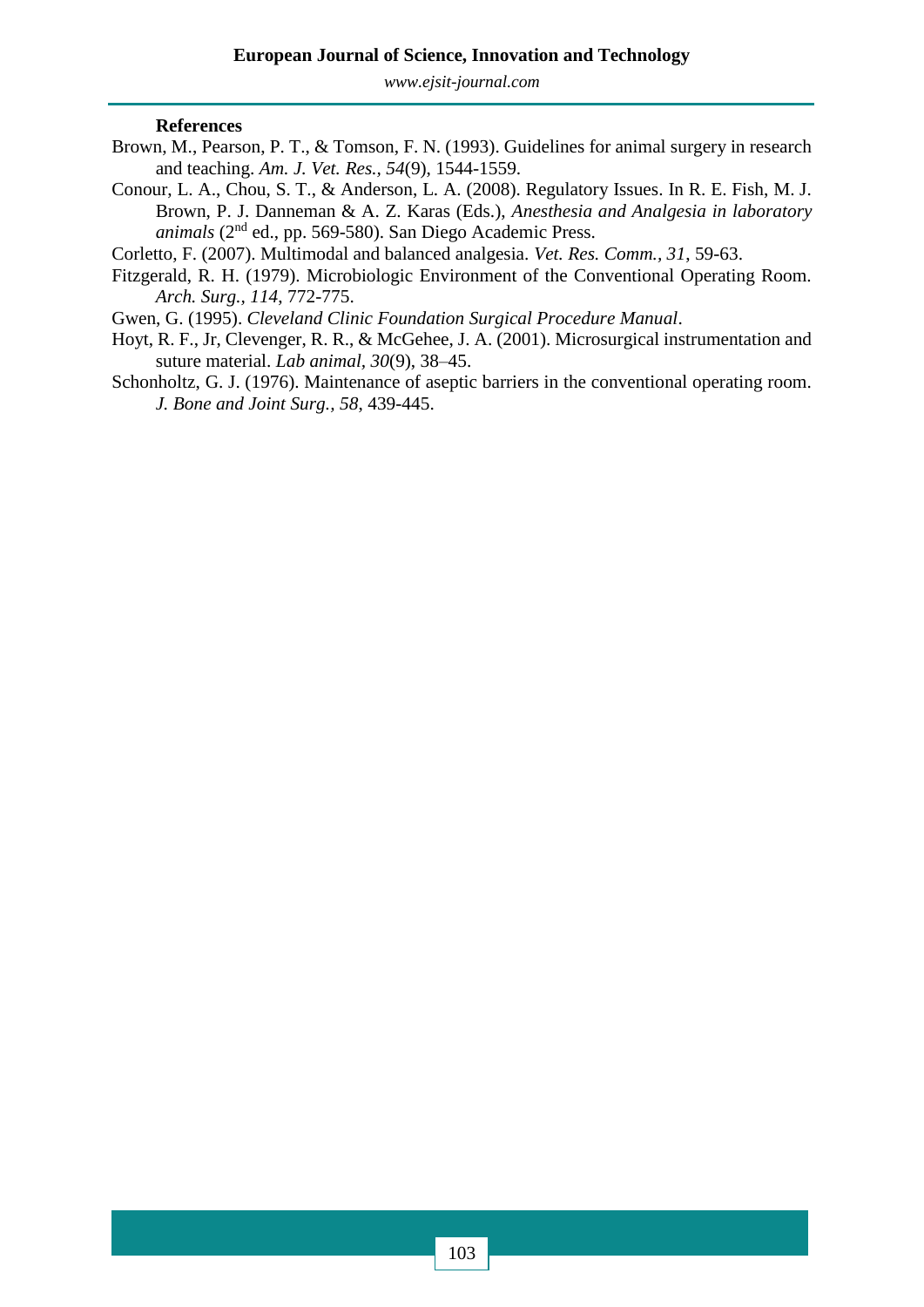**References**

Brown, M., Pearson, P. T., & Tomson, F. N. (1993). Guidelines for animal surgery in research and teaching. *Am. J. Vet. Res., 54*(9), 1544-1559.

Conour, L. A., Chou, S. T., & Anderson, L. A. (2008). Regulatory Issues. In R. E. Fish, M. J. Brown, P. J. Danneman & A. Z. Karas (Eds.), *Anesthesia and Analgesia in laboratory animals* (2nd ed., pp. 569-580). San Diego Academic Press.

Corletto, F. (2007). Multimodal and balanced analgesia. *Vet. Res. Comm., 31*, 59-63.

Fitzgerald, R. H. (1979). Microbiologic Environment of the Conventional Operating Room. *Arch. Surg., 114*, 772-775.

Gwen, G. (1995). *Cleveland Clinic Foundation Surgical Procedure Manual*.

Hoyt, R. F., Jr, Clevenger, R. R., & McGehee, J. A. (2001). Microsurgical instrumentation and suture material. *Lab animal*, *30*(9), 38–45.

Schonholtz, G. J. (1976). Maintenance of aseptic barriers in the conventional operating room. *J. Bone and Joint Surg., 58*, 439-445.